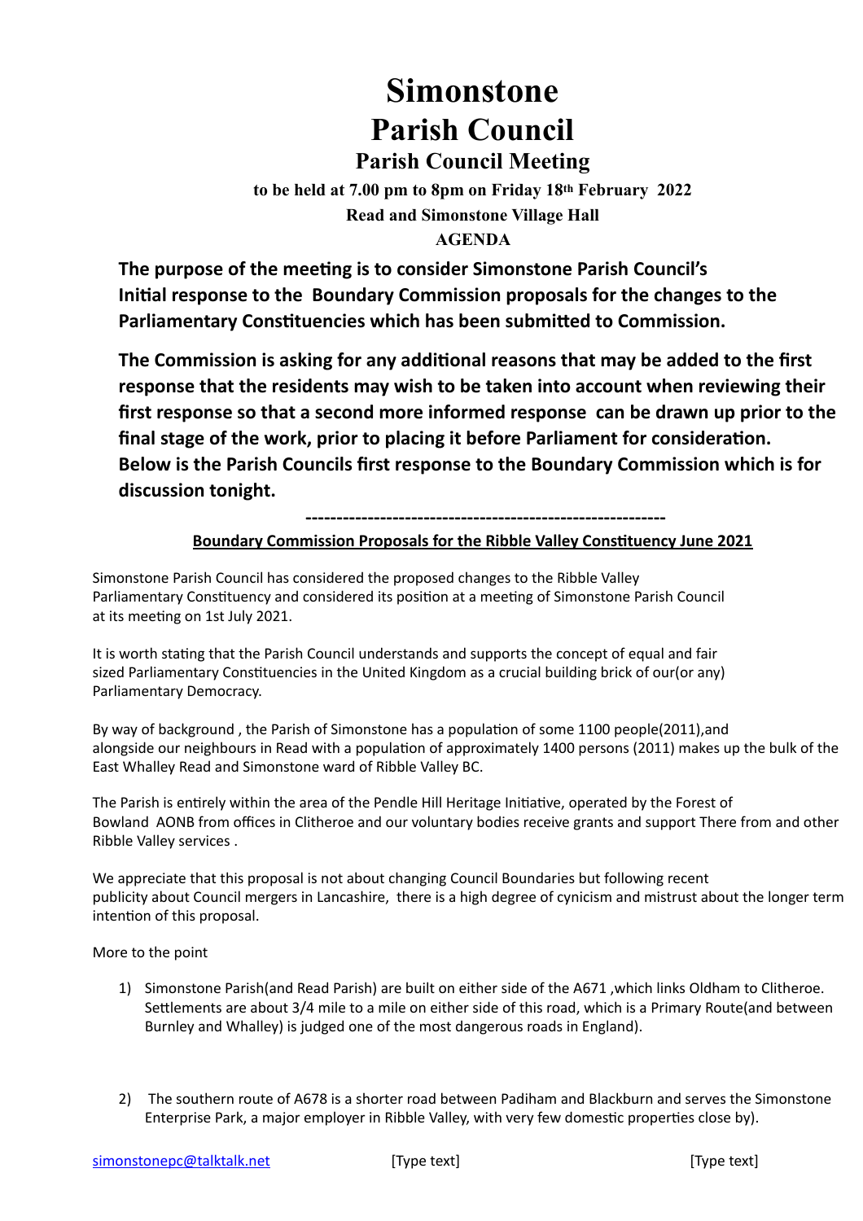# Simonstone
# Parish Council
## Parish Council Meeting

**to be held at 7.00 pm to 8pm on Friday 18th February 2022**

**Read and Simonstone Village Hall**

**AGENDA**

**The purpose of the meeting is to consider Simonstone Parish Council's Initial response to the Boundary Commission proposals for the changes to the Parliamentary Constituencies which has been submitted to Commission.**

**The Commission is asking for any additional reasons that may be added to the first response that the residents may wish to be taken into account when reviewing their first response so that a second more informed response can be drawn up prior to the final stage of the work, prior to placing it before Parliament for consideration. Below is the Parish Councils first response to the Boundary Commission which is for discussion tonight.**

---

**<u>Boundary Commission Proposals for the Ribble Valley Constituency June 2021</u>**

Simonstone Parish Council has considered the proposed changes to the Ribble Valley Parliamentary Constituency and considered its position at a meeting of Simonstone Parish Council at its meeting on 1st July 2021.

It is worth stating that the Parish Council understands and supports the concept of equal and fair sized Parliamentary Constituencies in the United Kingdom as a crucial building brick of our(or any) Parliamentary Democracy.

By way of background , the Parish of Simonstone has a population of some 1100 people(2011),and alongside our neighbours in Read with a population of approximately 1400 persons (2011) makes up the bulk of the East Whalley Read and Simonstone ward of Ribble Valley BC.

The Parish is entirely within the area of the Pendle Hill Heritage Initiative, operated by the Forest of Bowland AONB from offices in Clitheroe and our voluntary bodies receive grants and support There from and other Ribble Valley services .

We appreciate that this proposal is not about changing Council Boundaries but following recent publicity about Council mergers in Lancashire, there is a high degree of cynicism and mistrust about the longer term intention of this proposal.

More to the point

1) Simonstone Parish(and Read Parish) are built on either side of the A671 ,which links Oldham to Clitheroe. Settlements are about 3/4 mile to a mile on either side of this road, which is a Primary Route(and between Burnley and Whalley) is judged one of the most dangerous roads in England).

2) The southern route of A678 is a shorter road between Padiham and Blackburn and serves the Simonstone Enterprise Park, a major employer in Ribble Valley, with very few domestic properties close by).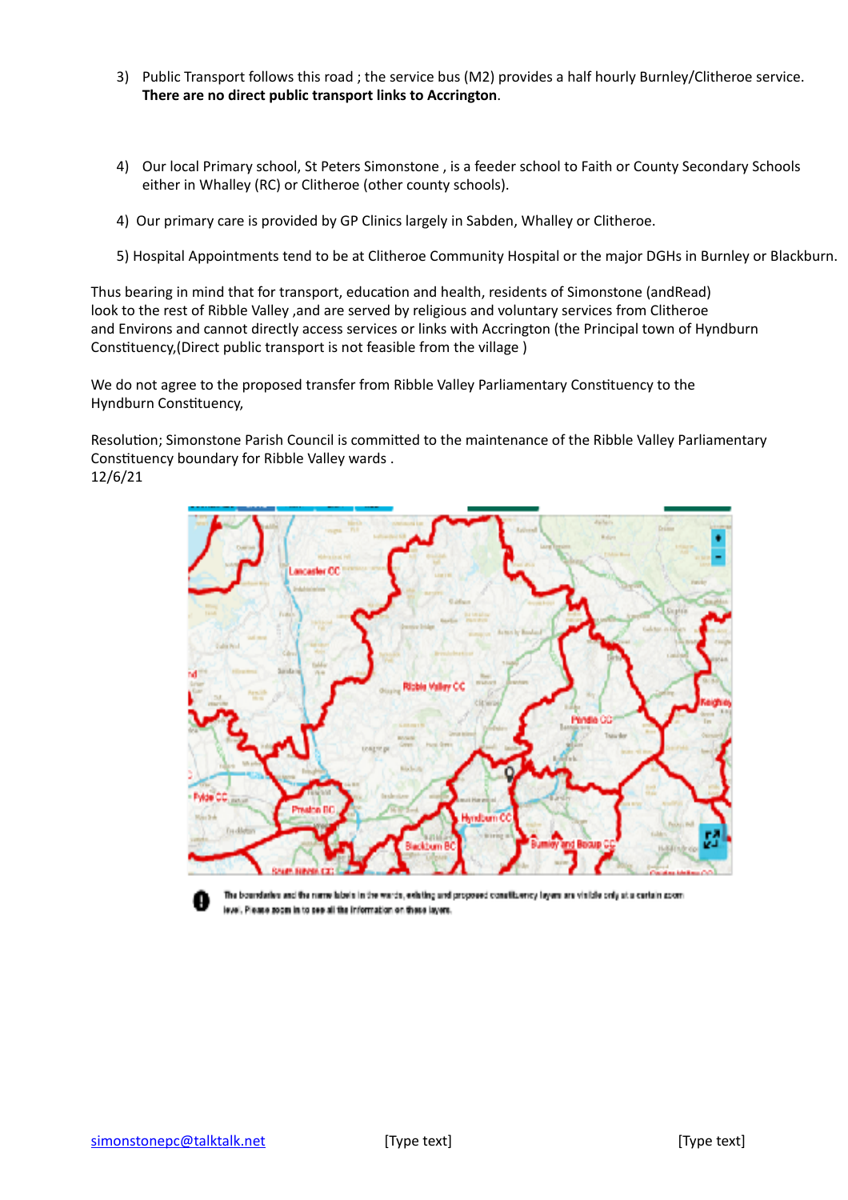3) Public Transport follows this road ; the service bus (M2) provides a half hourly Burnley/Clitheroe service. **There are no direct public transport links to Accrington**.

4) Our local Primary school, St Peters Simonstone , is a feeder school to Faith or County Secondary Schools either in Whalley (RC) or Clitheroe (other county schools).

4) Our primary care is provided by GP Clinics largely in Sabden, Whalley or Clitheroe.

5) Hospital Appointments tend to be at Clitheroe Community Hospital or the major DGHs in Burnley or Blackburn.

Thus bearing in mind that for transport, education and health, residents of Simonstone (andRead) look to the rest of Ribble Valley ,and are served by religious and voluntary services from Clitheroe and Environs and cannot directly access services or links with Accrington (the Principal town of Hyndburn Constituency,(Direct public transport is not feasible from the village )

We do not agree to the proposed transfer from Ribble Valley Parliamentary Constituency to the Hyndburn Constituency,

Resolution; Simonstone Parish Council is committed to the maintenance of the Ribble Valley Parliamentary Constituency boundary for Ribble Valley wards .
12/6/21

The boundaries and the name labels in the wards, existing and proposed constituency layers are visible only at a certain zoom level. Please zoom in to see all the information on these layers.